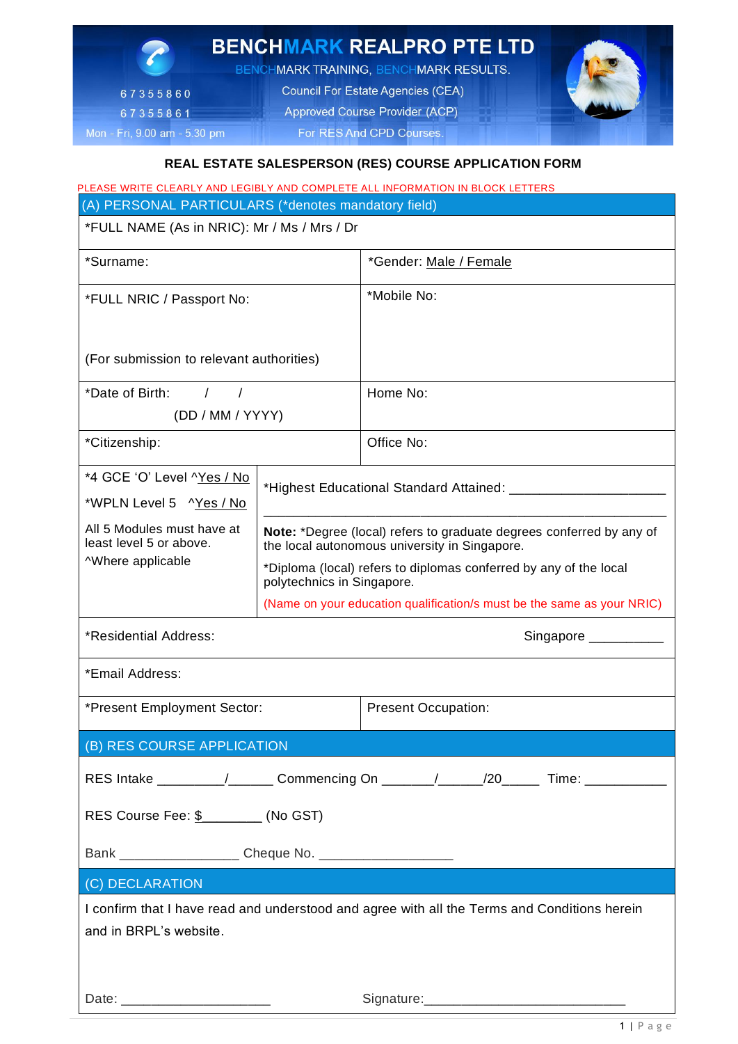# BENCHMARK REALPRO PTE LTD

BENCHMARK TRAINING, BENCHMARK RESULTS.

Council For Estate Agencies (CEA)

Approved Course Provider (ACP)

For RES And CPD Courses.

67355860

67355861

Mon - Fri, 9.00 am - 5.30 pm

## REAL ESTATE SALESPERSON (RES) COURSE APPLICATION FORM

PLEASE WRITE CLEARLY AND LEGIBLY AND COMPLETE ALL INFORMATION IN BLOCK LETTERS

### (A) PERSONAL PARTICULARS (*denotes mandatory field)

*FULL NAME (As in NRIC): Mr / Ms / Mrs / Dr

| | |
|---|---|
| *Surname: | *Gender: Male / Female |
| *FULL NRIC / Passport No: <br><br> (For submission to relevant authorities) | *Mobile No: |
| *Date of Birth: / / <br> (DD / MM / YYYY) | Home No: |
| *Citizenship: | Office No: |
| *4 GCE 'O' Level ^Yes / No <br> *WPLN Level 5 ^Yes / No <br> All 5 Modules must have at least level 5 or above. <br> ^Where applicable | *Highest Educational Standard Attained: ____________________ <br> ____________________ <br> **Note:** *Degree (local) refers to graduate degrees conferred by any of the local autonomous university in Singapore. <br> *Diploma (local) refers to diplomas conferred by any of the local polytechnics in Singapore. <br> (Name on your education qualification/s must be the same as your NRIC) |

*Residential Address: Singapore __________

*Email Address:

| | |
|---|---|
| *Present Employment Sector: | Present Occupation: |

### (B) RES COURSE APPLICATION

RES Intake _________/______ Commencing On _______/______/20_____ Time: ___________

RES Course Fee: $________ (No GST)

Bank ________________ Cheque No. __________________

### (C) DECLARATION

I confirm that I have read and understood and agree with all the Terms and Conditions herein and in BRPL's website.

Date: ____________________ Signature:___________________________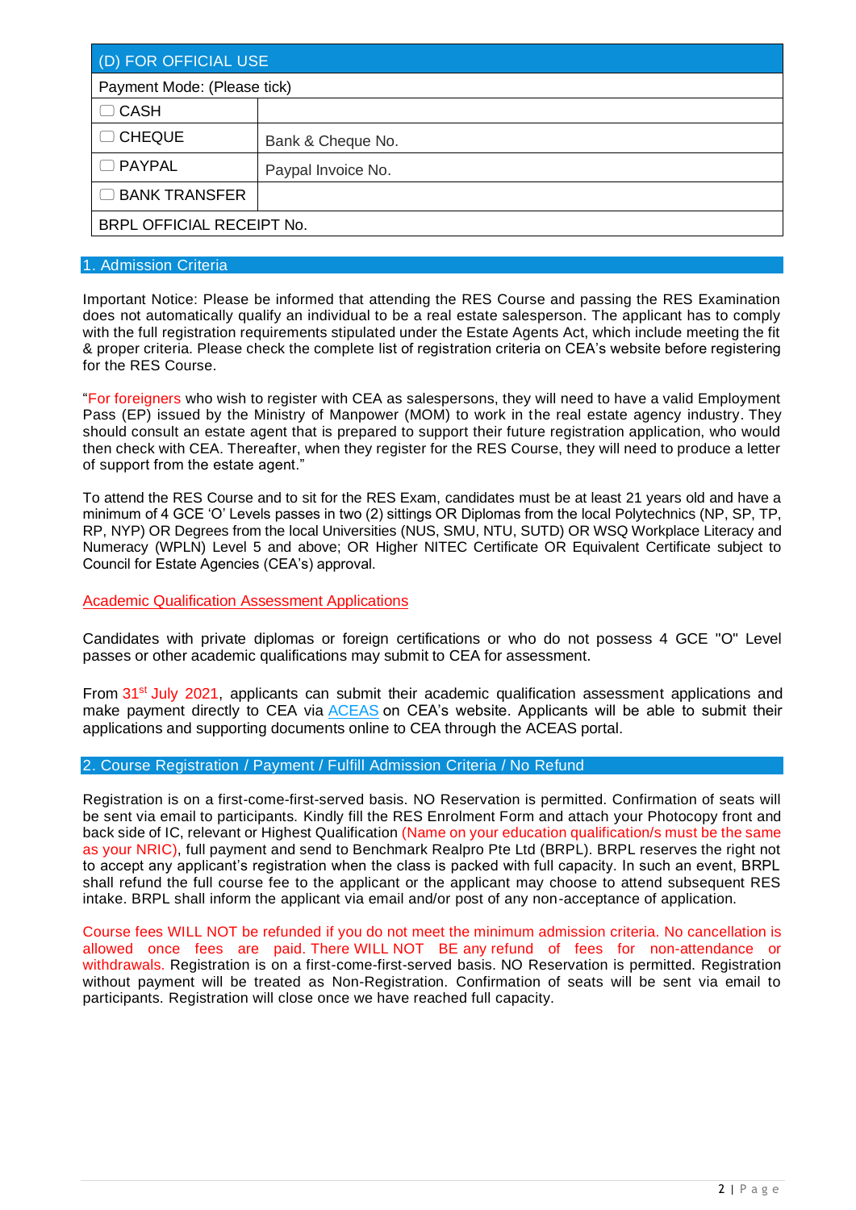| (D) FOR OFFICIAL USE | |
|---|---|
| Payment Mode: (Please tick) | |
| ☐ CASH | |
| ☐ CHEQUE | Bank & Cheque No. |
| ☐ PAYPAL | Paypal Invoice No. |
| ☐ BANK TRANSFER | |
| BRPL OFFICIAL RECEIPT No. | |

## 1. Admission Criteria

Important Notice: Please be informed that attending the RES Course and passing the RES Examination does not automatically qualify an individual to be a real estate salesperson. The applicant has to comply with the full registration requirements stipulated under the Estate Agents Act, which include meeting the fit & proper criteria. Please check the complete list of registration criteria on CEA's website before registering for the RES Course.

"For foreigners who wish to register with CEA as salespersons, they will need to have a valid Employment Pass (EP) issued by the Ministry of Manpower (MOM) to work in the real estate agency industry. They should consult an estate agent that is prepared to support their future registration application, who would then check with CEA. Thereafter, when they register for the RES Course, they will need to produce a letter of support from the estate agent."

To attend the RES Course and to sit for the RES Exam, candidates must be at least 21 years old and have a minimum of 4 GCE 'O' Levels passes in two (2) sittings OR Diplomas from the local Polytechnics (NP, SP, TP, RP, NYP) OR Degrees from the local Universities (NUS, SMU, NTU, SUTD) OR WSQ Workplace Literacy and Numeracy (WPLN) Level 5 and above; OR Higher NITEC Certificate OR Equivalent Certificate subject to Council for Estate Agencies (CEA's) approval.

Academic Qualification Assessment Applications

Candidates with private diplomas or foreign certifications or who do not possess 4 GCE "O" Level passes or other academic qualifications may submit to CEA for assessment.

From 31st July 2021, applicants can submit their academic qualification assessment applications and make payment directly to CEA via ACEAS on CEA's website. Applicants will be able to submit their applications and supporting documents online to CEA through the ACEAS portal.

## 2. Course Registration / Payment / Fulfill Admission Criteria / No Refund

Registration is on a first-come-first-served basis. NO Reservation is permitted. Confirmation of seats will be sent via email to participants. Kindly fill the RES Enrolment Form and attach your Photocopy front and back side of IC, relevant or Highest Qualification (Name on your education qualification/s must be the same as your NRIC), full payment and send to Benchmark Realpro Pte Ltd (BRPL). BRPL reserves the right not to accept any applicant's registration when the class is packed with full capacity. In such an event, BRPL shall refund the full course fee to the applicant or the applicant may choose to attend subsequent RES intake. BRPL shall inform the applicant via email and/or post of any non-acceptance of application.

Course fees WILL NOT be refunded if you do not meet the minimum admission criteria. No cancellation is allowed once fees are paid. There WILL NOT BE any refund of fees for non-attendance or withdrawals. Registration is on a first-come-first-served basis. NO Reservation is permitted. Registration without payment will be treated as Non-Registration. Confirmation of seats will be sent via email to participants. Registration will close once we have reached full capacity.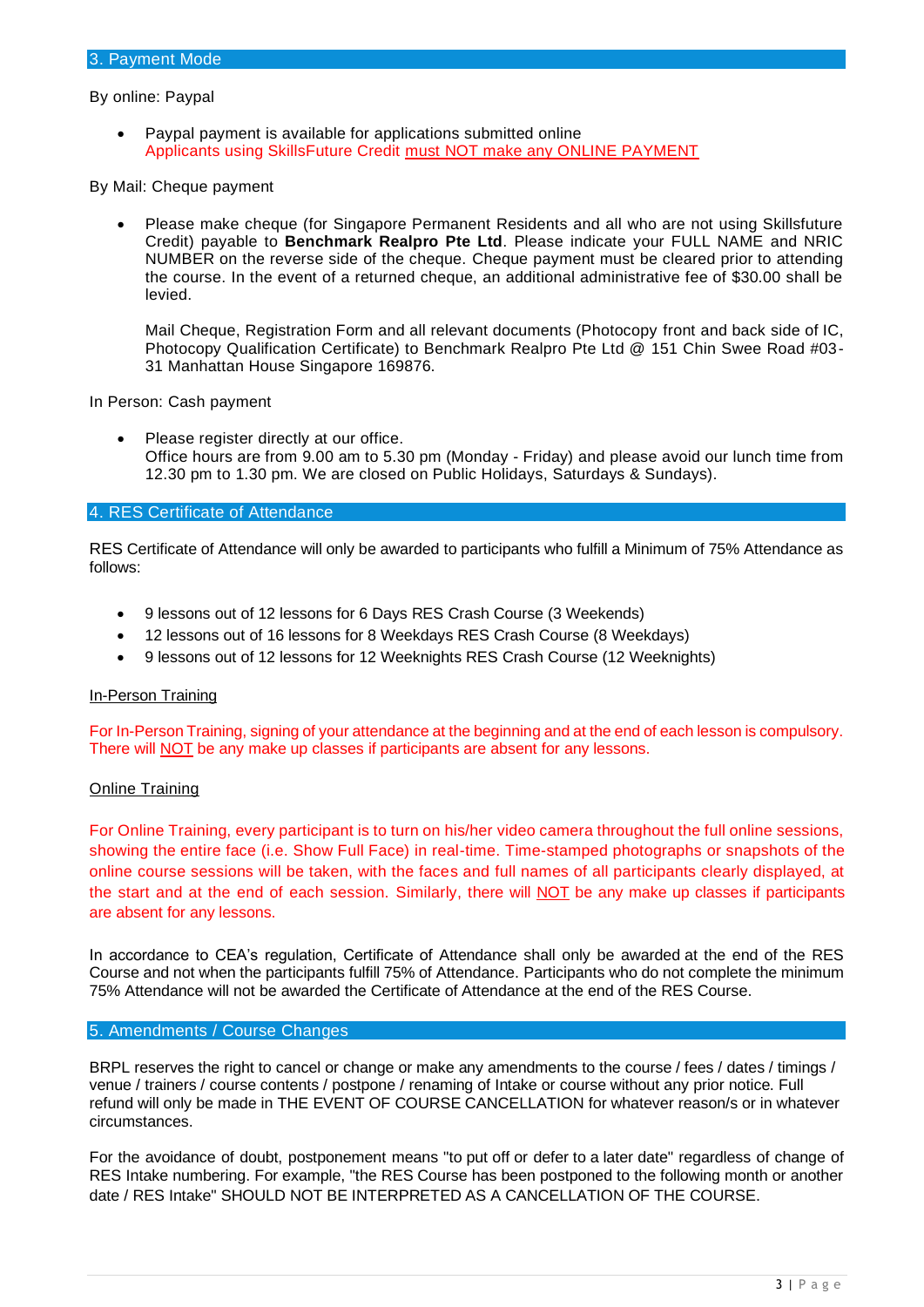## 3. Payment Mode

By online: Paypal

- Paypal payment is available for applications submitted online
  Applicants using SkillsFuture Credit must NOT make any ONLINE PAYMENT

By Mail: Cheque payment

- Please make cheque (for Singapore Permanent Residents and all who are not using Skillsfuture Credit) payable to **Benchmark Realpro Pte Ltd**. Please indicate your FULL NAME and NRIC NUMBER on the reverse side of the cheque. Cheque payment must be cleared prior to attending the course. In the event of a returned cheque, an additional administrative fee of $30.00 shall be levied.

  Mail Cheque, Registration Form and all relevant documents (Photocopy front and back side of IC, Photocopy Qualification Certificate) to Benchmark Realpro Pte Ltd @ 151 Chin Swee Road #03-31 Manhattan House Singapore 169876.

In Person: Cash payment

- Please register directly at our office.
  Office hours are from 9.00 am to 5.30 pm (Monday - Friday) and please avoid our lunch time from 12.30 pm to 1.30 pm. We are closed on Public Holidays, Saturdays & Sundays).

## 4. RES Certificate of Attendance

RES Certificate of Attendance will only be awarded to participants who fulfill a Minimum of 75% Attendance as follows:

- 9 lessons out of 12 lessons for 6 Days RES Crash Course (3 Weekends)
- 12 lessons out of 16 lessons for 8 Weekdays RES Crash Course (8 Weekdays)
- 9 lessons out of 12 lessons for 12 Weeknights RES Crash Course (12 Weeknights)

In-Person Training

For In-Person Training, signing of your attendance at the beginning and at the end of each lesson is compulsory. There will NOT be any make up classes if participants are absent for any lessons.

Online Training

For Online Training, every participant is to turn on his/her video camera throughout the full online sessions, showing the entire face (i.e. Show Full Face) in real-time. Time-stamped photographs or snapshots of the online course sessions will be taken, with the faces and full names of all participants clearly displayed, at the start and at the end of each session. Similarly, there will NOT be any make up classes if participants are absent for any lessons.

In accordance to CEA's regulation, Certificate of Attendance shall only be awarded at the end of the RES Course and not when the participants fulfill 75% of Attendance. Participants who do not complete the minimum 75% Attendance will not be awarded the Certificate of Attendance at the end of the RES Course.

## 5. Amendments / Course Changes

BRPL reserves the right to cancel or change or make any amendments to the course / fees / dates / timings / venue / trainers / course contents / postpone / renaming of Intake or course without any prior notice. Full refund will only be made in THE EVENT OF COURSE CANCELLATION for whatever reason/s or in whatever circumstances.

For the avoidance of doubt, postponement means "to put off or defer to a later date" regardless of change of RES Intake numbering. For example, "the RES Course has been postponed to the following month or another date / RES Intake" SHOULD NOT BE INTERPRETED AS A CANCELLATION OF THE COURSE.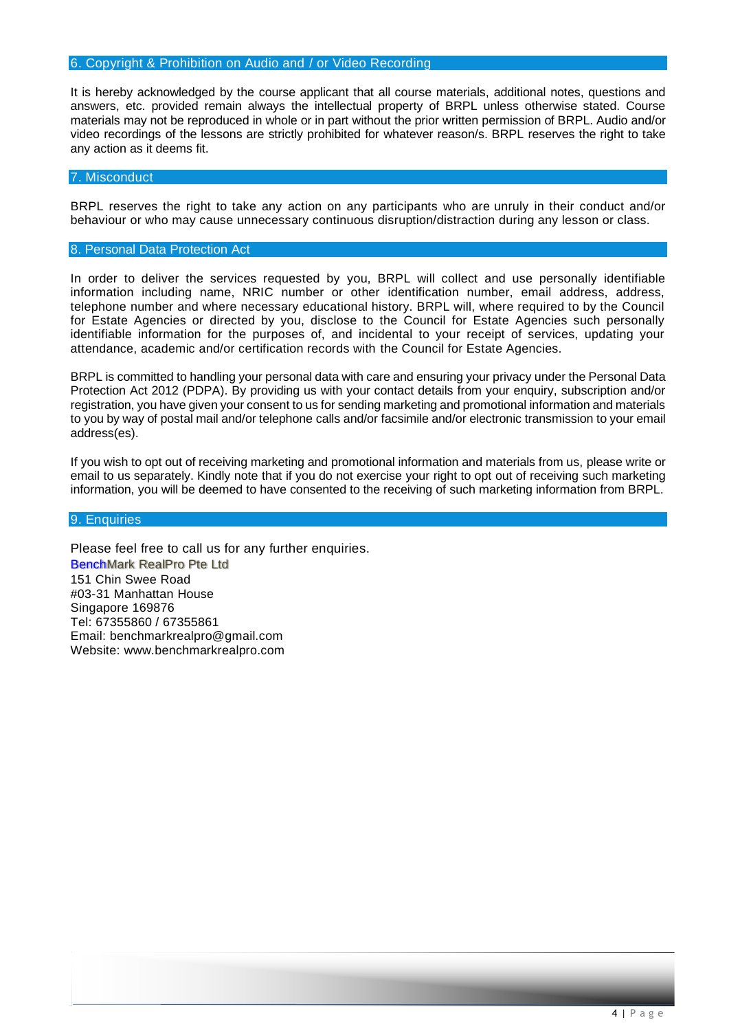## 6. Copyright & Prohibition on Audio and / or Video Recording

It is hereby acknowledged by the course applicant that all course materials, additional notes, questions and answers, etc. provided remain always the intellectual property of BRPL unless otherwise stated. Course materials may not be reproduced in whole or in part without the prior written permission of BRPL. Audio and/or video recordings of the lessons are strictly prohibited for whatever reason/s. BRPL reserves the right to take any action as it deems fit.

## 7. Misconduct

BRPL reserves the right to take any action on any participants who are unruly in their conduct and/or behaviour or who may cause unnecessary continuous disruption/distraction during any lesson or class.

## 8. Personal Data Protection Act

In order to deliver the services requested by you, BRPL will collect and use personally identifiable information including name, NRIC number or other identification number, email address, address, telephone number and where necessary educational history. BRPL will, where required to by the Council for Estate Agencies or directed by you, disclose to the Council for Estate Agencies such personally identifiable information for the purposes of, and incidental to your receipt of services, updating your attendance, academic and/or certification records with the Council for Estate Agencies.

BRPL is committed to handling your personal data with care and ensuring your privacy under the Personal Data Protection Act 2012 (PDPA). By providing us with your contact details from your enquiry, subscription and/or registration, you have given your consent to us for sending marketing and promotional information and materials to you by way of postal mail and/or telephone calls and/or facsimile and/or electronic transmission to your email address(es).

If you wish to opt out of receiving marketing and promotional information and materials from us, please write or email to us separately. Kindly note that if you do not exercise your right to opt out of receiving such marketing information, you will be deemed to have consented to the receiving of such marketing information from BRPL.

## 9. Enquiries

Please feel free to call us for any further enquiries.

BenchMark RealPro Pte Ltd
151 Chin Swee Road
#03-31 Manhattan House
Singapore 169876
Tel: 67355860 / 67355861
Email: benchmarkrealpro@gmail.com
Website: www.benchmarkrealpro.com